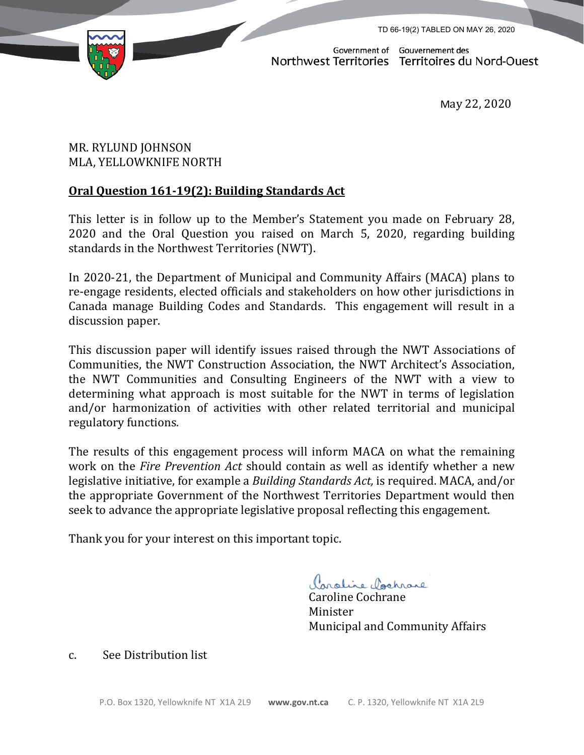TD 66-19(2) TABLED ON MAY 26, 2020

Government of Northwest Territories | Gouvernement des Territoires du Nord-Ouest

May 22, 2020

MR. RYLUND JOHNSON
MLA, YELLOWKNIFE NORTH

**Oral Question 161-19(2): Building Standards Act**

This letter is in follow up to the Member's Statement you made on February 28, 2020 and the Oral Question you raised on March 5, 2020, regarding building standards in the Northwest Territories (NWT).

In 2020-21, the Department of Municipal and Community Affairs (MACA) plans to re-engage residents, elected officials and stakeholders on how other jurisdictions in Canada manage Building Codes and Standards. This engagement will result in a discussion paper.

This discussion paper will identify issues raised through the NWT Associations of Communities, the NWT Construction Association, the NWT Architect's Association, the NWT Communities and Consulting Engineers of the NWT with a view to determining what approach is most suitable for the NWT in terms of legislation and/or harmonization of activities with other related territorial and municipal regulatory functions.

The results of this engagement process will inform MACA on what the remaining work on the *Fire Prevention Act* should contain as well as identify whether a new legislative initiative, for example a *Building Standards Act,* is required. MACA, and/or the appropriate Government of the Northwest Territories Department would then seek to advance the appropriate legislative proposal reflecting this engagement.

Thank you for your interest on this important topic.

Caroline Cochrane
Minister
Municipal and Community Affairs

c. See Distribution list

P.O. Box 1320, Yellowknife NT X1A 2L9 **www.gov.nt.ca** C. P. 1320, Yellowknife NT X1A 2L9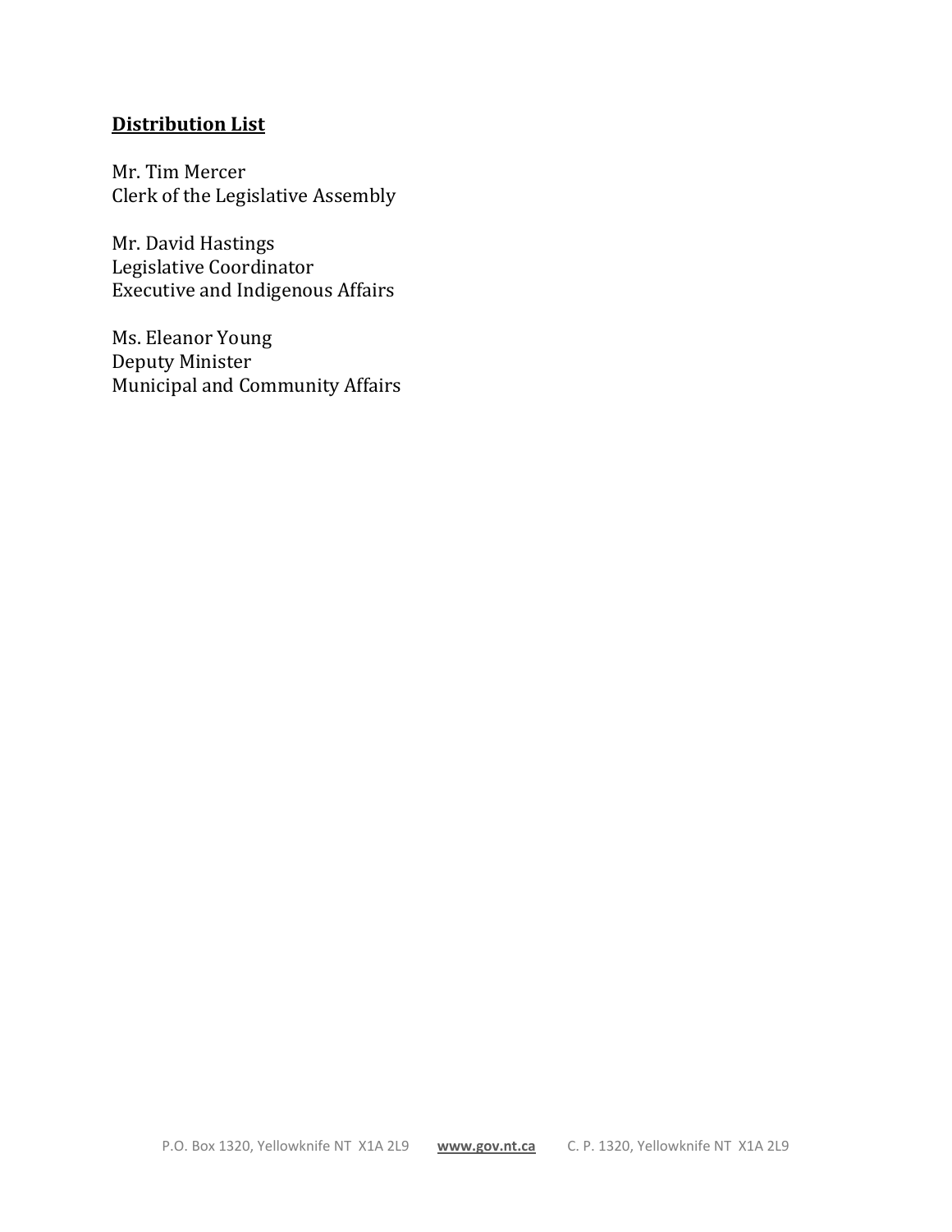**Distribution List**

Mr. Tim Mercer
Clerk of the Legislative Assembly

Mr. David Hastings
Legislative Coordinator
Executive and Indigenous Affairs

Ms. Eleanor Young
Deputy Minister
Municipal and Community Affairs